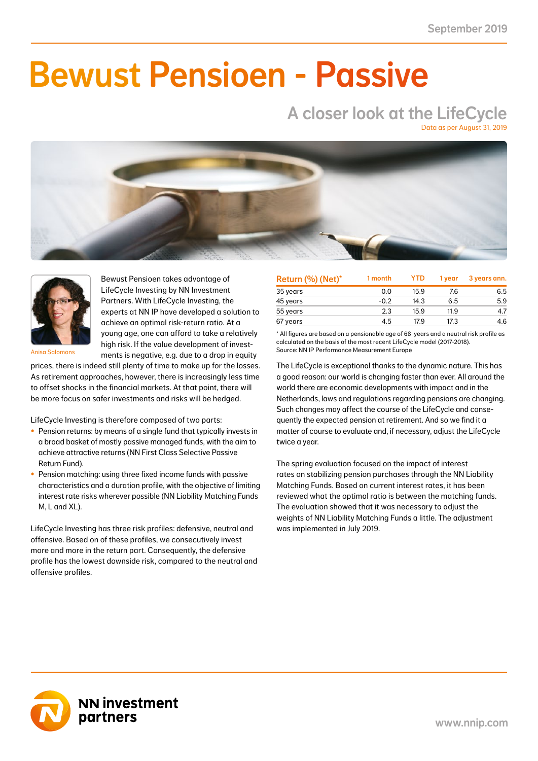September 2019

# Bewust Pensioen - Passive

## A closer look at the LifeCycle

Data as per August 31, 2019

Anisa Salomons

Bewust Pensioen takes advantage of LifeCycle Investing by NN Investment Partners. With LifeCycle Investing, the experts at NN IP have developed a solution to achieve an optimal risk-return ratio. At a young age, one can afford to take a relatively high risk. If the value development of investments is negative, e.g. due to a drop in equity prices, there is indeed still plenty of time to make up for the losses. As retirement approaches, however, there is increasingly less time to offset shocks in the financial markets. At that point, there will be more focus on safer investments and risks will be hedged.

LifeCycle Investing is therefore composed of two parts:

- Pension returns: by means of a single fund that typically invests in a broad basket of mostly passive managed funds, with the aim to achieve attractive returns (NN First Class Selective Passive Return Fund).
- Pension matching: using three fixed income funds with passive characteristics and a duration profile, with the objective of limiting interest rate risks wherever possible (NN Liability Matching Funds M, L and XL).

LifeCycle Investing has three risk profiles: defensive, neutral and offensive. Based on of these profiles, we consecutively invest more and more in the return part. Consequently, the defensive profile has the lowest downside risk, compared to the neutral and offensive profiles.

| Return (%) (Net)* | 1 month | YTD | 1 year | 3 years ann. |
|---|---|---|---|---|
| 35 years | 0.0 | 15.9 | 7.6 | 6.5 |
| 45 years | -0.2 | 14.3 | 6.5 | 5.9 |
| 55 years | 2.3 | 15.9 | 11.9 | 4.7 |
| 67 years | 4.5 | 17.9 | 17.3 | 4.6 |

* All figures are based on a pensionable age of 68 years and a neutral risk profile as calculated on the basis of the most recent LifeCycle model (2017-2018).
Source: NN IP Performance Measurement Europe

The LifeCycle is exceptional thanks to the dynamic nature. This has a good reason: our world is changing faster than ever. All around the world there are economic developments with impact and in the Netherlands, laws and regulations regarding pensions are changing. Such changes may affect the course of the LifeCycle and consequently the expected pension at retirement. And so we find it a matter of course to evaluate and, if necessary, adjust the LifeCycle twice a year.

The spring evaluation focused on the impact of interest rates on stabilizing pension purchases through the NN Liability Matching Funds. Based on current interest rates, it has been reviewed what the optimal ratio is between the matching funds. The evaluation showed that it was necessary to adjust the weights of NN Liability Matching Funds a little. The adjustment was implemented in July 2019.

NN investment partners

www.nnip.com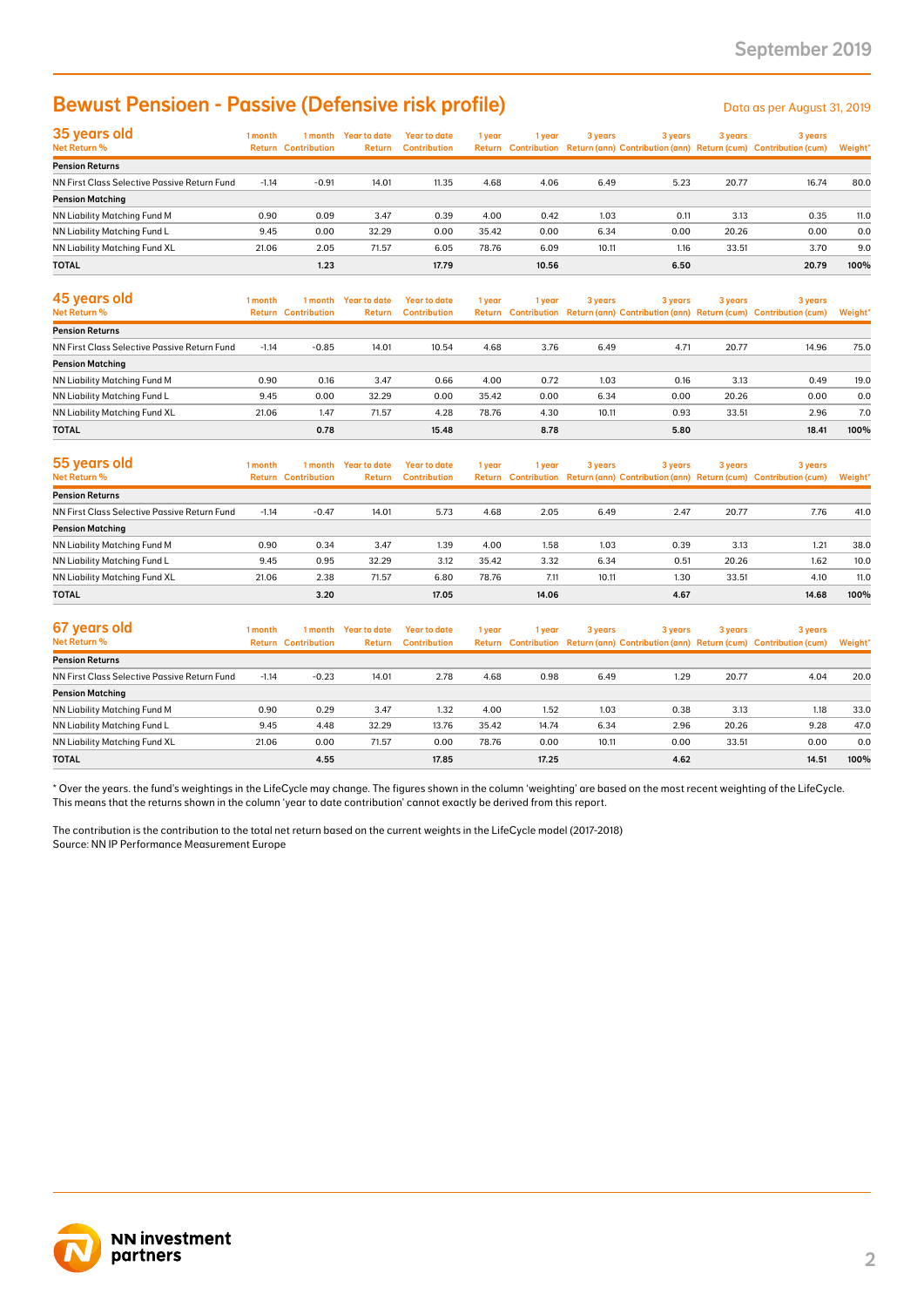# Bewust Pensioen - Passive (Defensive risk profile)

Data as per August 31, 2019

| 35 years old Net Return % | 1 month Return | 1 month Contribution | Year to date Return | Year to date Contribution | 1 year Return | 1 year Contribution | 3 years Return (ann) | 3 years Contribution (ann) | 3 years Return (cum) | 3 years Contribution (cum) | Weight* |
|---|---|---|---|---|---|---|---|---|---|---|---|
| **Pension Returns** | | | | | | | | | | | |
| NN First Class Selective Passive Return Fund | -1.14 | -0.91 | 14.01 | 11.35 | 4.68 | 4.06 | 6.49 | 5.23 | 20.77 | 16.74 | 80.0 |
| **Pension Matching** | | | | | | | | | | | |
| NN Liability Matching Fund M | 0.90 | 0.09 | 3.47 | 0.39 | 4.00 | 0.42 | 1.03 | 0.11 | 3.13 | 0.35 | 11.0 |
| NN Liability Matching Fund L | 9.45 | 0.00 | 32.29 | 0.00 | 35.42 | 0.00 | 6.34 | 0.00 | 20.26 | 0.00 | 0.0 |
| NN Liability Matching Fund XL | 21.06 | 2.05 | 71.57 | 6.05 | 78.76 | 6.09 | 10.11 | 1.16 | 33.51 | 3.70 | 9.0 |
| **TOTAL** | | **1.23** | | **17.79** | | **10.56** | | **6.50** | | **20.79** | **100%** |

| 45 years old Net Return % | 1 month Return | 1 month Contribution | Year to date Return | Year to date Contribution | 1 year Return | 1 year Contribution | 3 years Return (ann) | 3 years Contribution (ann) | 3 years Return (cum) | 3 years Contribution (cum) | Weight* |
|---|---|---|---|---|---|---|---|---|---|---|---|
| **Pension Returns** | | | | | | | | | | | |
| NN First Class Selective Passive Return Fund | -1.14 | -0.85 | 14.01 | 10.54 | 4.68 | 3.76 | 6.49 | 4.71 | 20.77 | 14.96 | 75.0 |
| **Pension Matching** | | | | | | | | | | | |
| NN Liability Matching Fund M | 0.90 | 0.16 | 3.47 | 0.66 | 4.00 | 0.72 | 1.03 | 0.16 | 3.13 | 0.49 | 19.0 |
| NN Liability Matching Fund L | 9.45 | 0.00 | 32.29 | 0.00 | 35.42 | 0.00 | 6.34 | 0.00 | 20.26 | 0.00 | 0.0 |
| NN Liability Matching Fund XL | 21.06 | 1.47 | 71.57 | 4.28 | 78.76 | 4.30 | 10.11 | 0.93 | 33.51 | 2.96 | 7.0 |
| **TOTAL** | | **0.78** | | **15.48** | | **8.78** | | **5.80** | | **18.41** | **100%** |

| 55 years old Net Return % | 1 month Return | 1 month Contribution | Year to date Return | Year to date Contribution | 1 year Return | 1 year Contribution | 3 years Return (ann) | 3 years Contribution (ann) | 3 years Return (cum) | 3 years Contribution (cum) | Weight* |
|---|---|---|---|---|---|---|---|---|---|---|---|
| **Pension Returns** | | | | | | | | | | | |
| NN First Class Selective Passive Return Fund | -1.14 | -0.47 | 14.01 | 5.73 | 4.68 | 2.05 | 6.49 | 2.47 | 20.77 | 7.76 | 41.0 |
| **Pension Matching** | | | | | | | | | | | |
| NN Liability Matching Fund M | 0.90 | 0.34 | 3.47 | 1.39 | 4.00 | 1.58 | 1.03 | 0.39 | 3.13 | 1.21 | 38.0 |
| NN Liability Matching Fund L | 9.45 | 0.95 | 32.29 | 3.12 | 35.42 | 3.32 | 6.34 | 0.51 | 20.26 | 1.62 | 10.0 |
| NN Liability Matching Fund XL | 21.06 | 2.38 | 71.57 | 6.80 | 78.76 | 7.11 | 10.11 | 1.30 | 33.51 | 4.10 | 11.0 |
| **TOTAL** | | **3.20** | | **17.05** | | **14.06** | | **4.67** | | **14.68** | **100%** |

| 67 years old Net Return % | 1 month Return | 1 month Contribution | Year to date Return | Year to date Contribution | 1 year Return | 1 year Contribution | 3 years Return (ann) | 3 years Contribution (ann) | 3 years Return (cum) | 3 years Contribution (cum) | Weight* |
|---|---|---|---|---|---|---|---|---|---|---|---|
| **Pension Returns** | | | | | | | | | | | |
| NN First Class Selective Passive Return Fund | -1.14 | -0.23 | 14.01 | 2.78 | 4.68 | 0.98 | 6.49 | 1.29 | 20.77 | 4.04 | 20.0 |
| **Pension Matching** | | | | | | | | | | | |
| NN Liability Matching Fund M | 0.90 | 0.29 | 3.47 | 1.32 | 4.00 | 1.52 | 1.03 | 0.38 | 3.13 | 1.18 | 33.0 |
| NN Liability Matching Fund L | 9.45 | 4.48 | 32.29 | 13.76 | 35.42 | 14.74 | 6.34 | 2.96 | 20.26 | 9.28 | 47.0 |
| NN Liability Matching Fund XL | 21.06 | 0.00 | 71.57 | 0.00 | 78.76 | 0.00 | 10.11 | 0.00 | 33.51 | 0.00 | 0.0 |
| **TOTAL** | | **4.55** | | **17.85** | | **17.25** | | **4.62** | | **14.51** | **100%** |

* Over the years. the fund's weightings in the LifeCycle may change. The figures shown in the column 'weighting' are based on the most recent weighting of the LifeCycle. This means that the returns shown in the column 'year to date contribution' cannot exactly be derived from this report.

The contribution is the contribution to the total net return based on the current weights in the LifeCycle model (2017-2018)
Source: NN IP Performance Measurement Europe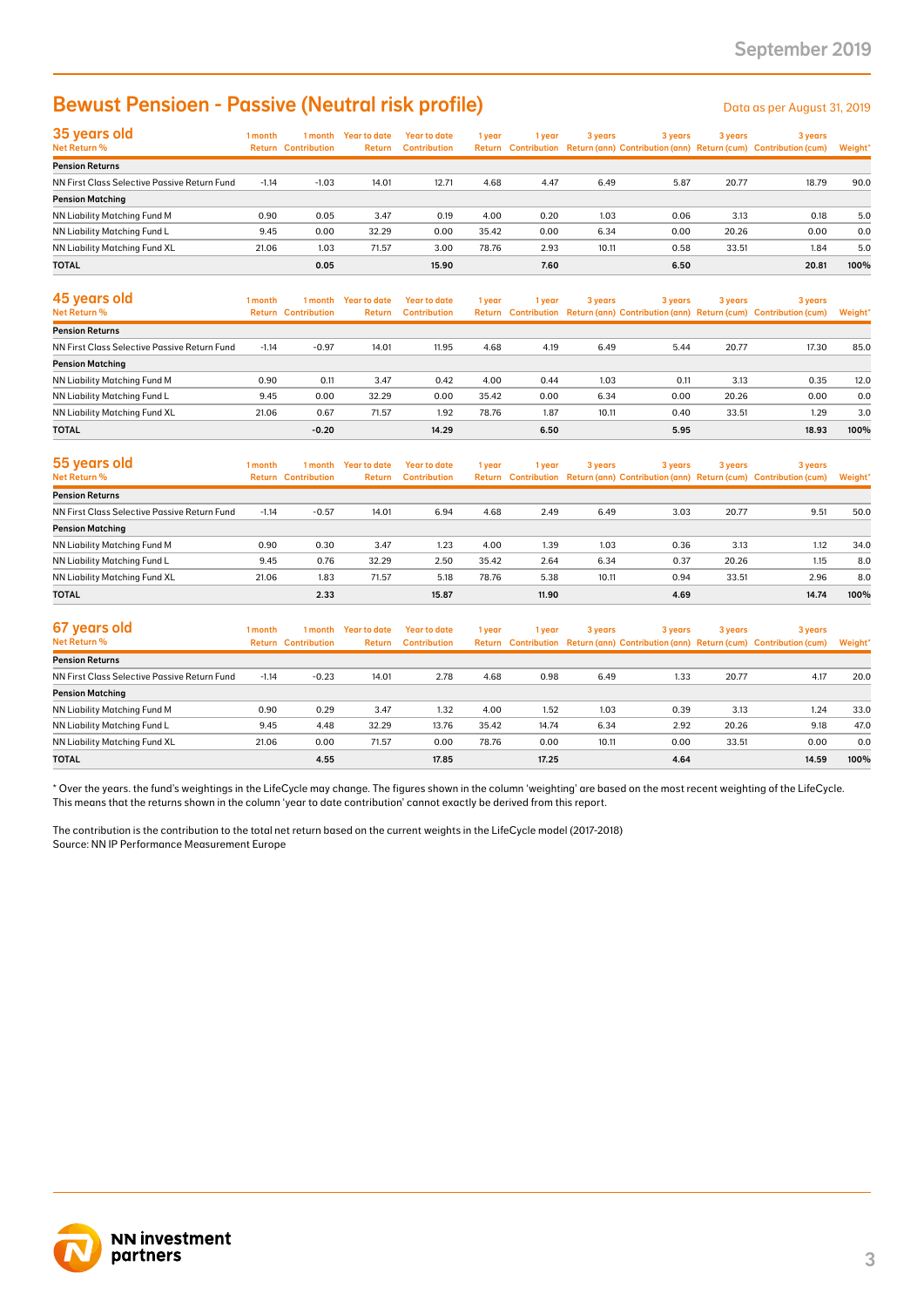# Bewust Pensioen - Passive (Neutral risk profile)

Data as per August 31, 2019

## 35 years old

| Net Return % | 1 month Return | 1 month Contribution | Year to date Return | Year to date Contribution | 1 year Return | 1 year Contribution | 3 years Return (ann) | 3 years Contribution (ann) | 3 years Return (cum) | 3 years Contribution (cum) | Weight* |
|---|---|---|---|---|---|---|---|---|---|---|---|
| **Pension Returns** | | | | | | | | | | | |
| NN First Class Selective Passive Return Fund | -1.14 | -1.03 | 14.01 | 12.71 | 4.68 | 4.47 | 6.49 | 5.87 | 20.77 | 18.79 | 90.0 |
| **Pension Matching** | | | | | | | | | | | |
| NN Liability Matching Fund M | 0.90 | 0.05 | 3.47 | 0.19 | 4.00 | 0.20 | 1.03 | 0.06 | 3.13 | 0.18 | 5.0 |
| NN Liability Matching Fund L | 9.45 | 0.00 | 32.29 | 0.00 | 35.42 | 0.00 | 6.34 | 0.00 | 20.26 | 0.00 | 0.0 |
| NN Liability Matching Fund XL | 21.06 | 1.03 | 71.57 | 3.00 | 78.76 | 2.93 | 10.11 | 0.58 | 33.51 | 1.84 | 5.0 |
| **TOTAL** | | **0.05** | | **15.90** | | **7.60** | | **6.50** | | **20.81** | **100%** |

## 45 years old

| Net Return % | 1 month Return | 1 month Contribution | Year to date Return | Year to date Contribution | 1 year Return | 1 year Contribution | 3 years Return (ann) | 3 years Contribution (ann) | 3 years Return (cum) | 3 years Contribution (cum) | Weight* |
|---|---|---|---|---|---|---|---|---|---|---|---|
| **Pension Returns** | | | | | | | | | | | |
| NN First Class Selective Passive Return Fund | -1.14 | -0.97 | 14.01 | 11.95 | 4.68 | 4.19 | 6.49 | 5.44 | 20.77 | 17.30 | 85.0 |
| **Pension Matching** | | | | | | | | | | | |
| NN Liability Matching Fund M | 0.90 | 0.11 | 3.47 | 0.42 | 4.00 | 0.44 | 1.03 | 0.11 | 3.13 | 0.35 | 12.0 |
| NN Liability Matching Fund L | 9.45 | 0.00 | 32.29 | 0.00 | 35.42 | 0.00 | 6.34 | 0.00 | 20.26 | 0.00 | 0.0 |
| NN Liability Matching Fund XL | 21.06 | 0.67 | 71.57 | 1.92 | 78.76 | 1.87 | 10.11 | 0.40 | 33.51 | 1.29 | 3.0 |
| **TOTAL** | | **-0.20** | | **14.29** | | **6.50** | | **5.95** | | **18.93** | **100%** |

## 55 years old

| Net Return % | 1 month Return | 1 month Contribution | Year to date Return | Year to date Contribution | 1 year Return | 1 year Contribution | 3 years Return (ann) | 3 years Contribution (ann) | 3 years Return (cum) | 3 years Contribution (cum) | Weight* |
|---|---|---|---|---|---|---|---|---|---|---|---|
| **Pension Returns** | | | | | | | | | | | |
| NN First Class Selective Passive Return Fund | -1.14 | -0.57 | 14.01 | 6.94 | 4.68 | 2.49 | 6.49 | 3.03 | 20.77 | 9.51 | 50.0 |
| **Pension Matching** | | | | | | | | | | | |
| NN Liability Matching Fund M | 0.90 | 0.30 | 3.47 | 1.23 | 4.00 | 1.39 | 1.03 | 0.36 | 3.13 | 1.12 | 34.0 |
| NN Liability Matching Fund L | 9.45 | 0.76 | 32.29 | 2.50 | 35.42 | 2.64 | 6.34 | 0.37 | 20.26 | 1.15 | 8.0 |
| NN Liability Matching Fund XL | 21.06 | 1.83 | 71.57 | 5.18 | 78.76 | 5.38 | 10.11 | 0.94 | 33.51 | 2.96 | 8.0 |
| **TOTAL** | | **2.33** | | **15.87** | | **11.90** | | **4.69** | | **14.74** | **100%** |

## 67 years old

| Net Return % | 1 month Return | 1 month Contribution | Year to date Return | Year to date Contribution | 1 year Return | 1 year Contribution | 3 years Return (ann) | 3 years Contribution (ann) | 3 years Return (cum) | 3 years Contribution (cum) | Weight* |
|---|---|---|---|---|---|---|---|---|---|---|---|
| **Pension Returns** | | | | | | | | | | | |
| NN First Class Selective Passive Return Fund | -1.14 | -0.23 | 14.01 | 2.78 | 4.68 | 0.98 | 6.49 | 1.33 | 20.77 | 4.17 | 20.0 |
| **Pension Matching** | | | | | | | | | | | |
| NN Liability Matching Fund M | 0.90 | 0.29 | 3.47 | 1.32 | 4.00 | 1.52 | 1.03 | 0.39 | 3.13 | 1.24 | 33.0 |
| NN Liability Matching Fund L | 9.45 | 4.48 | 32.29 | 13.76 | 35.42 | 14.74 | 6.34 | 2.92 | 20.26 | 9.18 | 47.0 |
| NN Liability Matching Fund XL | 21.06 | 0.00 | 71.57 | 0.00 | 78.76 | 0.00 | 10.11 | 0.00 | 33.51 | 0.00 | 0.0 |
| **TOTAL** | | **4.55** | | **17.85** | | **17.25** | | **4.64** | | **14.59** | **100%** |

* Over the years. the fund's weightings in the LifeCycle may change. The figures shown in the column 'weighting' are based on the most recent weighting of the LifeCycle. This means that the returns shown in the column 'year to date contribution' cannot exactly be derived from this report.

The contribution is the contribution to the total net return based on the current weights in the LifeCycle model (2017-2018)
Source: NN IP Performance Measurement Europe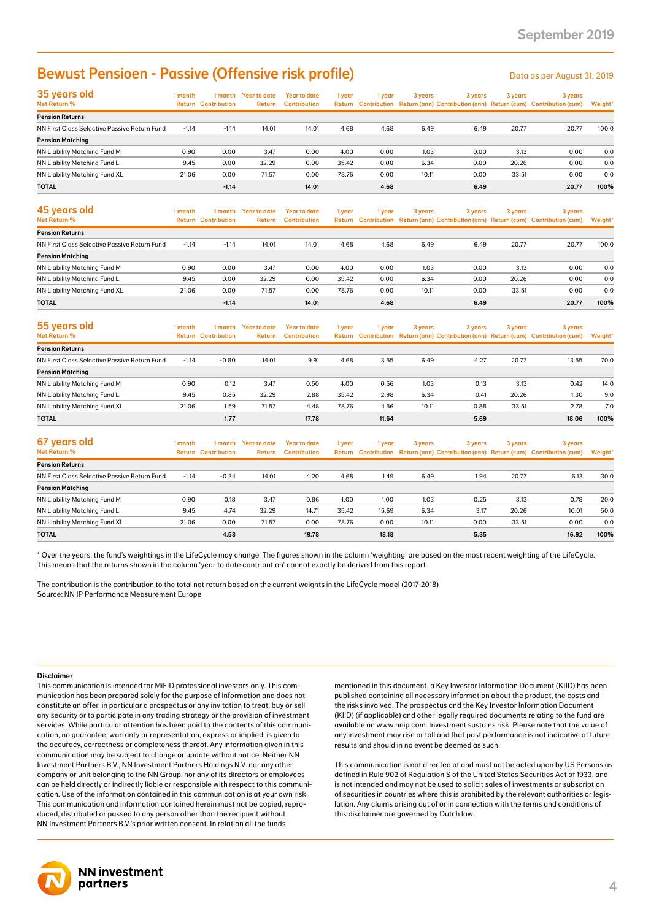## Bewust Pensioen - Passive (Offensive risk profile)

Data as per August 31, 2019

| 35 years old<br>Net Return % | 1 month Return | 1 month Contribution | Year to date Return | Year to date Contribution | 1 year Return | 1 year Contribution | 3 years Return (ann) | 3 years Contribution (ann) | 3 years Return (cum) | 3 years Contribution (cum) | Weight* |
|---|---|---|---|---|---|---|---|---|---|---|---|
| **Pension Returns** | | | | | | | | | | | |
| NN First Class Selective Passive Return Fund | -1.14 | -1.14 | 14.01 | 14.01 | 4.68 | 4.68 | 6.49 | 6.49 | 20.77 | 20.77 | 100.0 |
| **Pension Matching** | | | | | | | | | | | |
| NN Liability Matching Fund M | 0.90 | 0.00 | 3.47 | 0.00 | 4.00 | 0.00 | 1.03 | 0.00 | 3.13 | 0.00 | 0.0 |
| NN Liability Matching Fund L | 9.45 | 0.00 | 32.29 | 0.00 | 35.42 | 0.00 | 6.34 | 0.00 | 20.26 | 0.00 | 0.0 |
| NN Liability Matching Fund XL | 21.06 | 0.00 | 71.57 | 0.00 | 78.76 | 0.00 | 10.11 | 0.00 | 33.51 | 0.00 | 0.0 |
| **TOTAL** | | **-1.14** | | **14.01** | | **4.68** | | **6.49** | | **20.77** | **100%** |

| 45 years old<br>Net Return % | 1 month Return | 1 month Contribution | Year to date Return | Year to date Contribution | 1 year Return | 1 year Contribution | 3 years Return (ann) | 3 years Contribution (ann) | 3 years Return (cum) | 3 years Contribution (cum) | Weight* |
|---|---|---|---|---|---|---|---|---|---|---|---|
| **Pension Returns** | | | | | | | | | | | |
| NN First Class Selective Passive Return Fund | -1.14 | -1.14 | 14.01 | 14.01 | 4.68 | 4.68 | 6.49 | 6.49 | 20.77 | 20.77 | 100.0 |
| **Pension Matching** | | | | | | | | | | | |
| NN Liability Matching Fund M | 0.90 | 0.00 | 3.47 | 0.00 | 4.00 | 0.00 | 1.03 | 0.00 | 3.13 | 0.00 | 0.0 |
| NN Liability Matching Fund L | 9.45 | 0.00 | 32.29 | 0.00 | 35.42 | 0.00 | 6.34 | 0.00 | 20.26 | 0.00 | 0.0 |
| NN Liability Matching Fund XL | 21.06 | 0.00 | 71.57 | 0.00 | 78.76 | 0.00 | 10.11 | 0.00 | 33.51 | 0.00 | 0.0 |
| **TOTAL** | | **-1.14** | | **14.01** | | **4.68** | | **6.49** | | **20.77** | **100%** |

| 55 years old<br>Net Return % | 1 month Return | 1 month Contribution | Year to date Return | Year to date Contribution | 1 year Return | 1 year Contribution | 3 years Return (ann) | 3 years Contribution (ann) | 3 years Return (cum) | 3 years Contribution (cum) | Weight* |
|---|---|---|---|---|---|---|---|---|---|---|---|
| **Pension Returns** | | | | | | | | | | | |
| NN First Class Selective Passive Return Fund | -1.14 | -0.80 | 14.01 | 9.91 | 4.68 | 3.55 | 6.49 | 4.27 | 20.77 | 13.55 | 70.0 |
| **Pension Matching** | | | | | | | | | | | |
| NN Liability Matching Fund M | 0.90 | 0.12 | 3.47 | 0.50 | 4.00 | 0.56 | 1.03 | 0.13 | 3.13 | 0.42 | 14.0 |
| NN Liability Matching Fund L | 9.45 | 0.85 | 32.29 | 2.88 | 35.42 | 2.98 | 6.34 | 0.41 | 20.26 | 1.30 | 9.0 |
| NN Liability Matching Fund XL | 21.06 | 1.59 | 71.57 | 4.48 | 78.76 | 4.56 | 10.11 | 0.88 | 33.51 | 2.78 | 7.0 |
| **TOTAL** | | **1.77** | | **17.78** | | **11.64** | | **5.69** | | **18.06** | **100%** |

| 67 years old<br>Net Return % | 1 month Return | 1 month Contribution | Year to date Return | Year to date Contribution | 1 year Return | 1 year Contribution | 3 years Return (ann) | 3 years Contribution (ann) | 3 years Return (cum) | 3 years Contribution (cum) | Weight* |
|---|---|---|---|---|---|---|---|---|---|---|---|
| **Pension Returns** | | | | | | | | | | | |
| NN First Class Selective Passive Return Fund | -1.14 | -0.34 | 14.01 | 4.20 | 4.68 | 1.49 | 6.49 | 1.94 | 20.77 | 6.13 | 30.0 |
| **Pension Matching** | | | | | | | | | | | |
| NN Liability Matching Fund M | 0.90 | 0.18 | 3.47 | 0.86 | 4.00 | 1.00 | 1.03 | 0.25 | 3.13 | 0.78 | 20.0 |
| NN Liability Matching Fund L | 9.45 | 4.74 | 32.29 | 14.71 | 35.42 | 15.69 | 6.34 | 3.17 | 20.26 | 10.01 | 50.0 |
| NN Liability Matching Fund XL | 21.06 | 0.00 | 71.57 | 0.00 | 78.76 | 0.00 | 10.11 | 0.00 | 33.51 | 0.00 | 0.0 |
| **TOTAL** | | **4.58** | | **19.78** | | **18.18** | | **5.35** | | **16.92** | **100%** |

* Over the years. the fund's weightings in the LifeCycle may change. The figures shown in the column 'weighting' are based on the most recent weighting of the LifeCycle. This means that the returns shown in the column 'year to date contribution' cannot exactly be derived from this report.

The contribution is the contribution to the total net return based on the current weights in the LifeCycle model (2017-2018)
Source: NN IP Performance Measurement Europe

**Disclaimer**

This communication is intended for MiFID professional investors only. This communication has been prepared solely for the purpose of information and does not constitute an offer, in particular a prospectus or any invitation to treat, buy or sell any security or to participate in any trading strategy or the provision of investment services. While particular attention has been paid to the contents of this communication, no guarantee, warranty or representation, express or implied, is given to the accuracy, correctness or completeness thereof. Any information given in this communication may be subject to change or update without notice. Neither NN Investment Partners B.V., NN Investment Partners Holdings N.V. nor any other company or unit belonging to the NN Group, nor any of its directors or employees can be held directly or indirectly liable or responsible with respect to this communication. Use of the information contained in this communication is at your own risk. This communication and information contained herein must not be copied, reproduced, distributed or passed to any person other than the recipient without NN Investment Partners B.V.'s prior written consent. In relation all the funds mentioned in this document, a Key Investor Information Document (KIID) has been published containing all necessary information about the product, the costs and the risks involved. The prospectus and the Key Investor Information Document (KIID) (if applicable) and other legally required documents relating to the fund are available on www.nnip.com. Investment sustains risk. Please note that the value of any investment may rise or fall and that past performance is not indicative of future results and should in no event be deemed as such.

This communication is not directed at and must not be acted upon by US Persons as defined in Rule 902 of Regulation S of the United States Securities Act of 1933, and is not intended and may not be used to solicit sales of investments or subscription of securities in countries where this is prohibited by the relevant authorities or legislation. Any claims arising out of or in connection with the terms and conditions of this disclaimer are governed by Dutch law.

NN investment partners